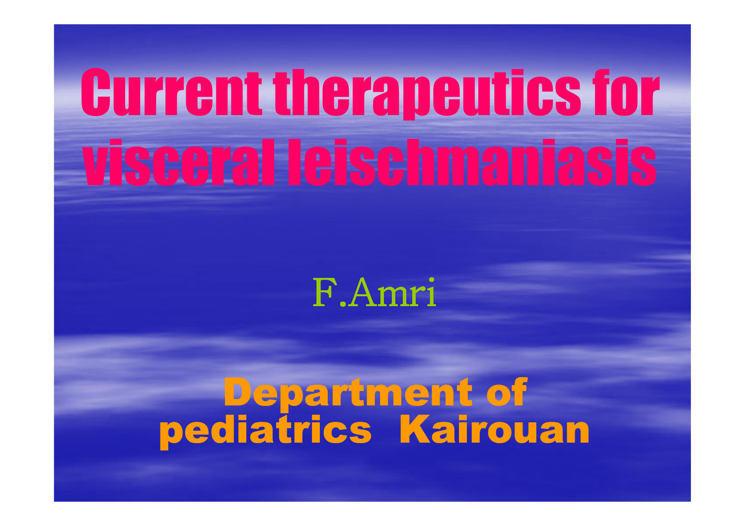# Current therapeutics for visceral leischmaniasis

F.Amri

**Department of pediatrics Kairouan**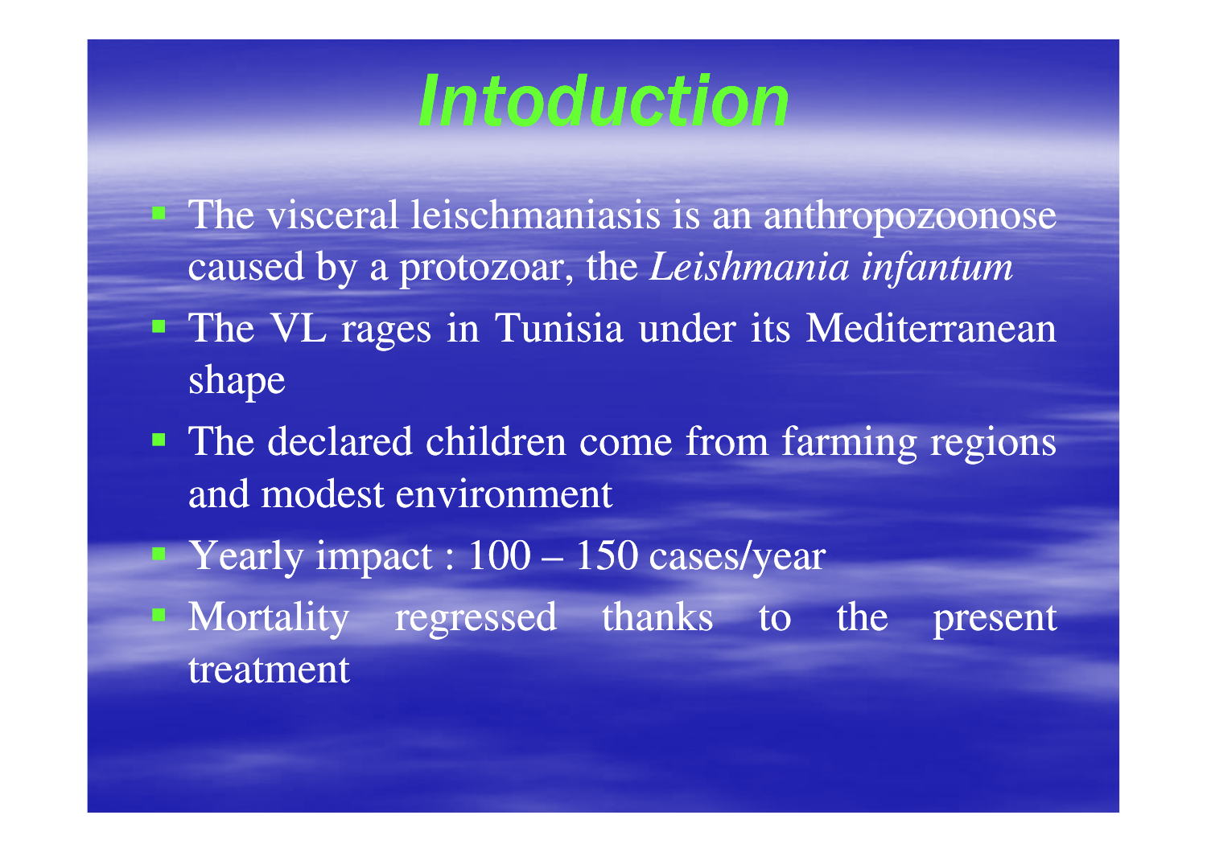# Intoduction

- The visceral leischmaniasis is an anthropozoonose caused by a protozoar, the *Leishmania infantum*
- The VL rages in Tunisia under its Mediterranean shape
- The declared children come from farming regions and modest environment
- Yearly impact : 100 – 150 cases/year
- Mortality regressed thanks to the present treatment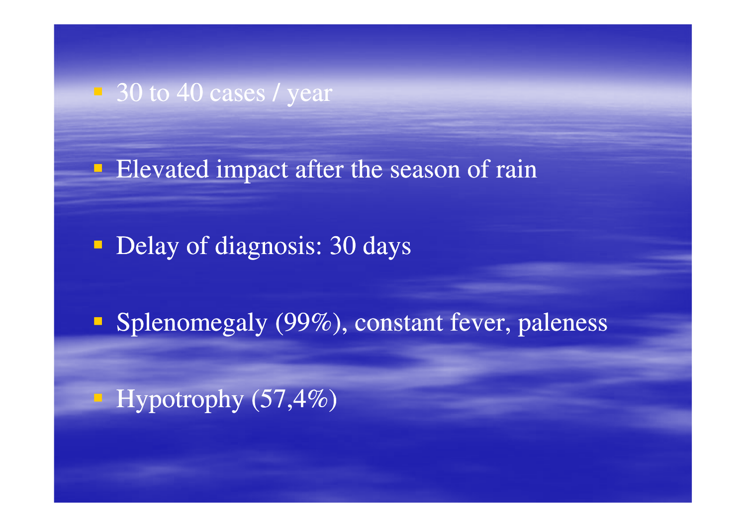- 30 to 40 cases / year
- Elevated impact after the season of rain
- Delay of diagnosis: 30 days
- Splenomegaly (99%), constant fever, paleness
- Hypotrophy (57,4%)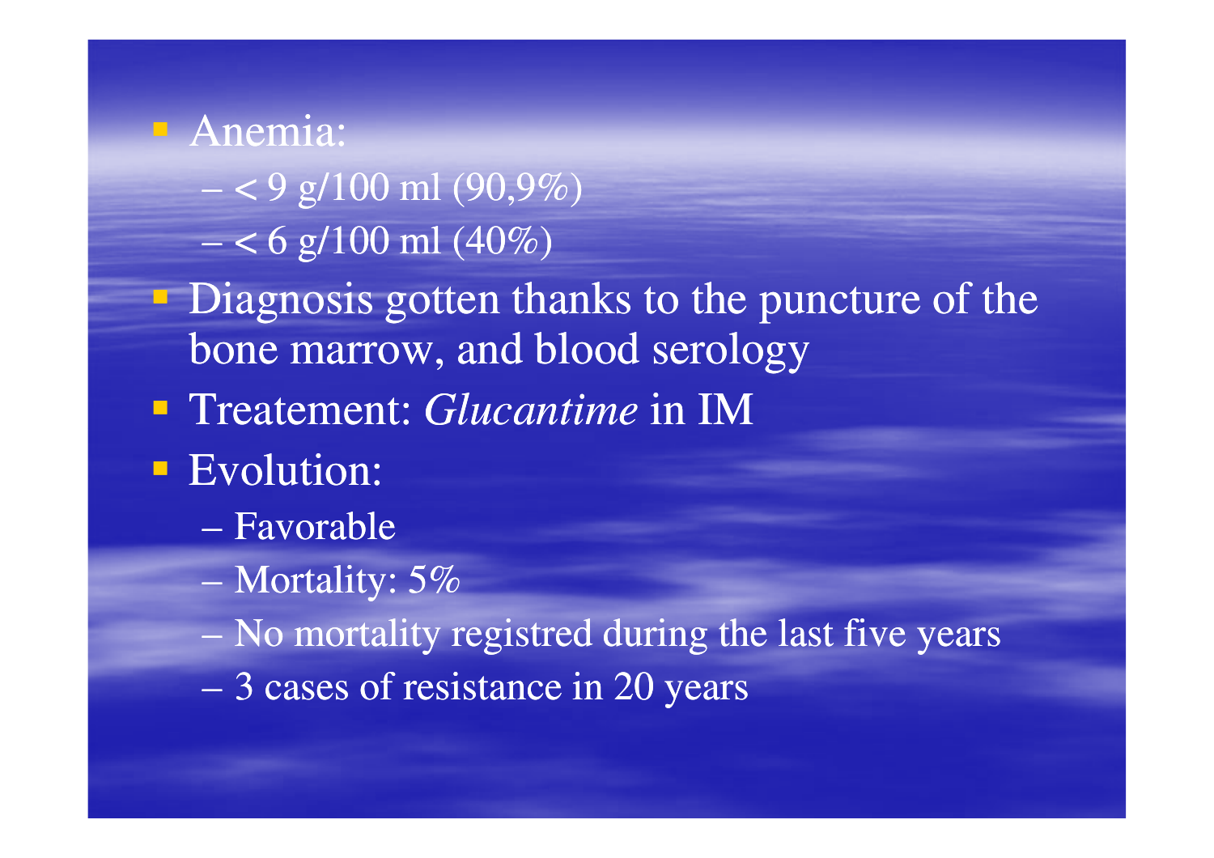- Anemia:
  - < 9 g/100 ml (90,9%)
  - < 6 g/100 ml (40%)
- Diagnosis gotten thanks to the puncture of the bone marrow, and blood serology
- Treatement: *Glucantime* in IM
- Evolution:
  - Favorable
  - Mortality: 5%
  - No mortality registred during the last five years
  - 3 cases of resistance in 20 years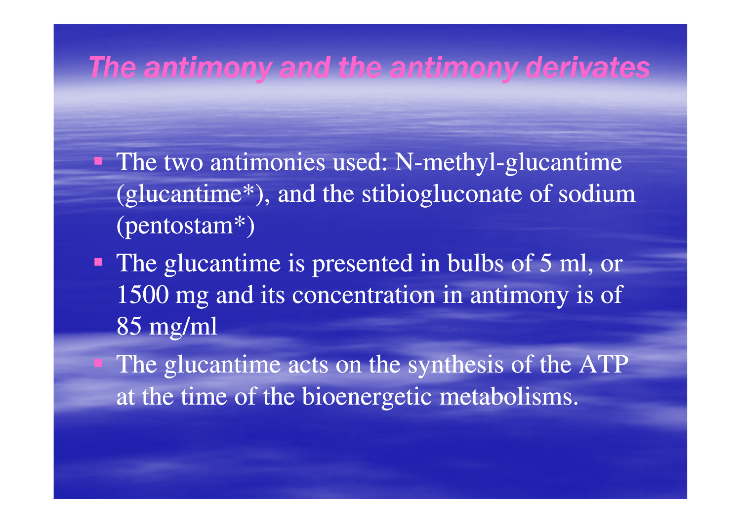# The antimony and the antimony derivates

- The two antimonies used: N-methyl-glucantime (glucantime*), and the stibiogluconate of sodium (pentostam*)
- The glucantime is presented in bulbs of 5 ml, or 1500 mg and its concentration in antimony is of 85 mg/ml
- The glucantime acts on the synthesis of the ATP at the time of the bioenergetic metabolisms.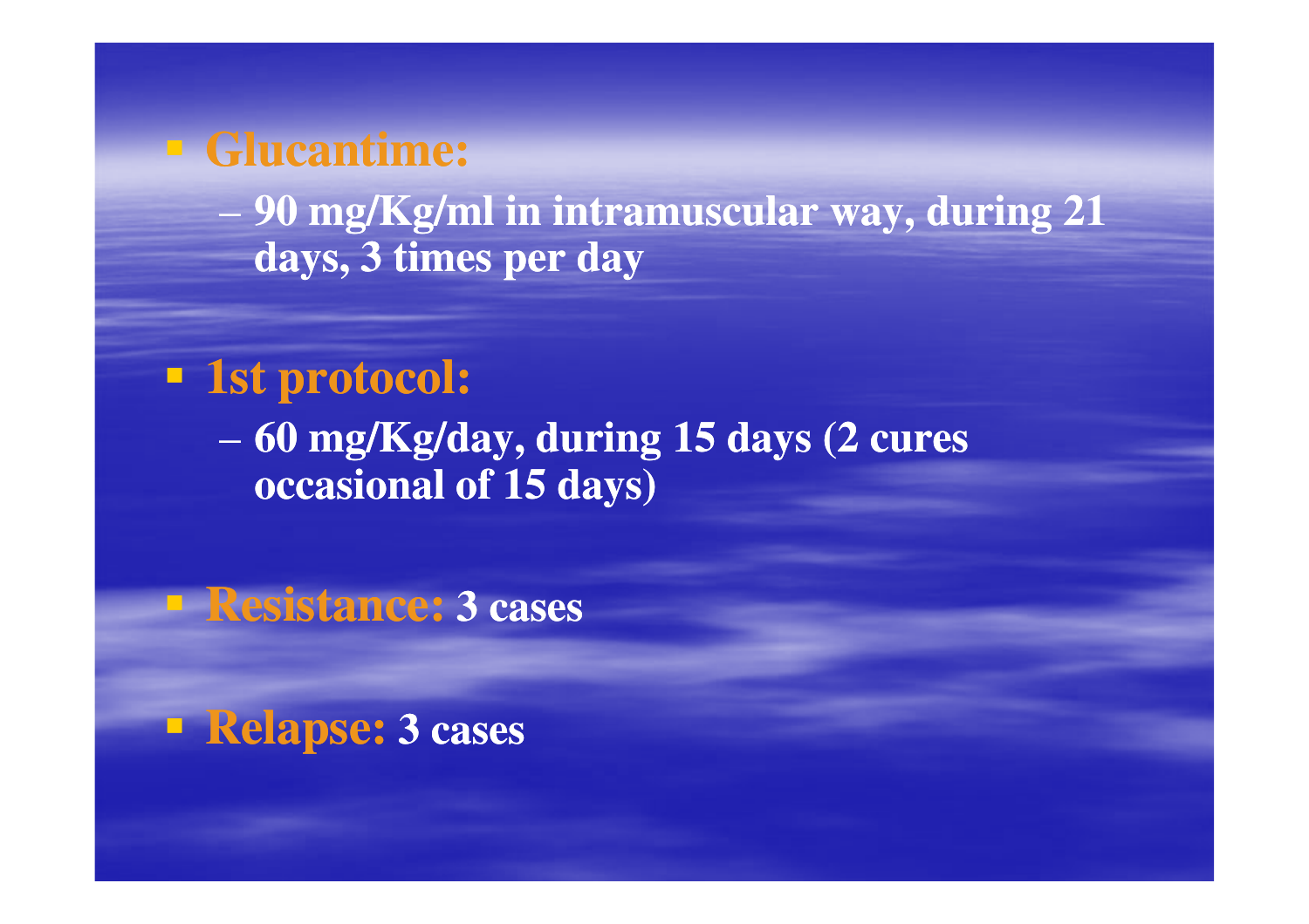- **Glucantime:**
  - **90 mg/Kg/ml in intramuscular way, during 21 days, 3 times per day**

- **1st protocol:**
  - **60 mg/Kg/day, during 15 days (2 cures occasional of 15 days)**

- **Resistance:** **3 cases**

- **Relapse:** **3 cases**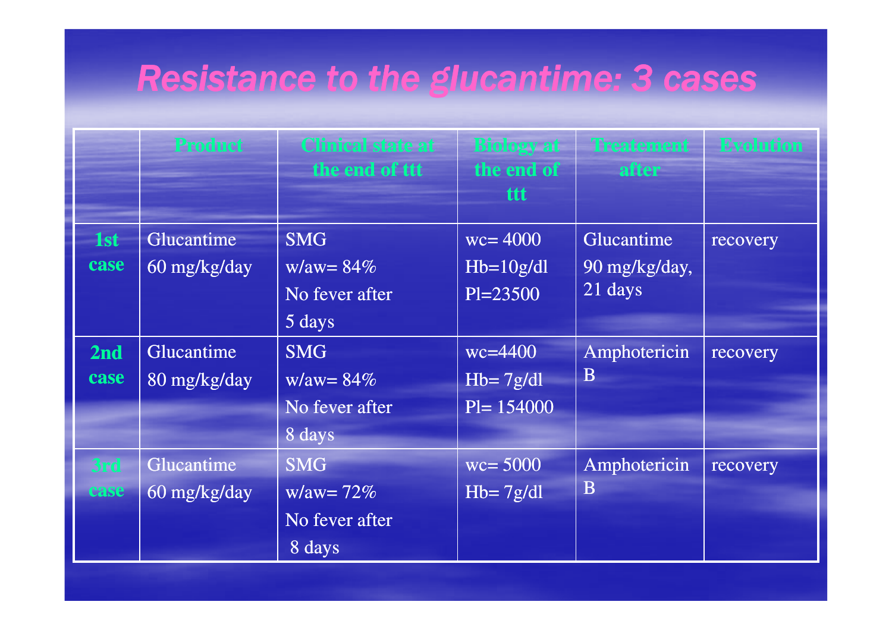# Resistance to the glucantime: 3 cases

| | Product | Clinical state at the end of ttt | Biology at the end of ttt | Treatement after | Evolution |
|---|---|---|---|---|---|
| **1st case** | Glucantime 60 mg/kg/day | SMG w/aw= 84% No fever after 5 days | wc= 4000 Hb=10g/dl Pl=23500 | Glucantime 90 mg/kg/day, 21 days | recovery |
| **2nd case** | Glucantime 80 mg/kg/day | SMG w/aw= 84% No fever after 8 days | wc=4400 Hb= 7g/dl Pl= 154000 | Amphotericin B | recovery |
| **3rd case** | Glucantime 60 mg/kg/day | SMG w/aw= 72% No fever after 8 days | wc= 5000 Hb= 7g/dl | Amphotericin B | recovery |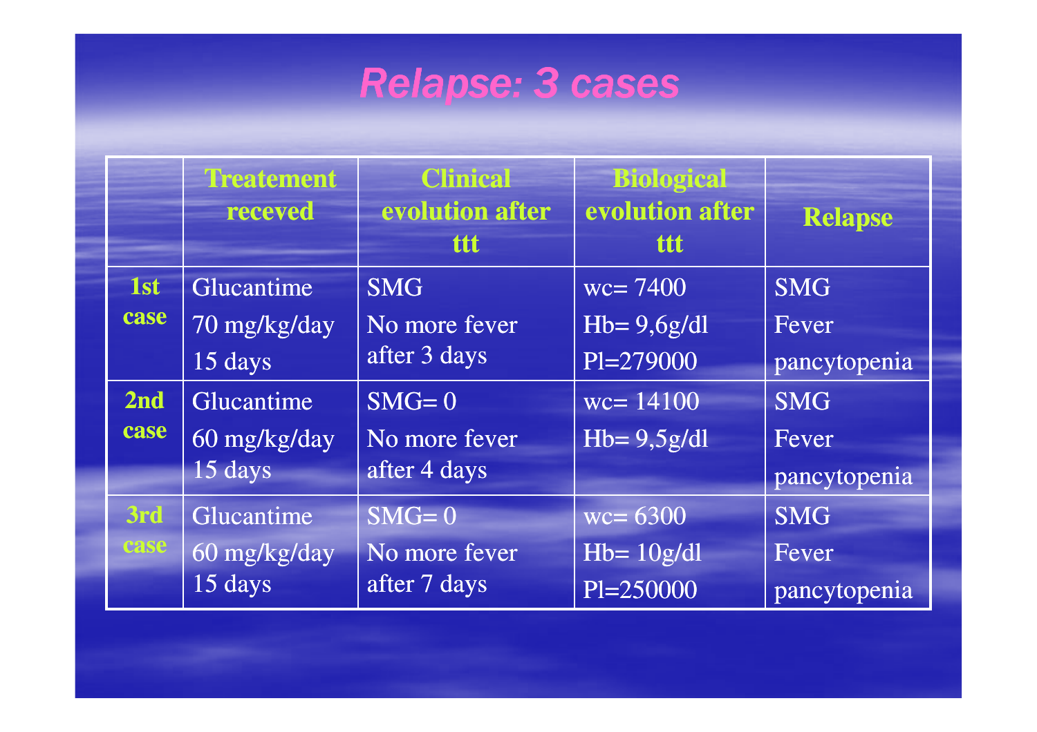# Relapse: 3 cases

| | Treatement receved | Clinical evolution after ttt | Biological evolution after ttt | Relapse |
|---|---|---|---|---|
| 1st case | Glucantime<br>70 mg/kg/day<br>15 days | SMG<br>No more fever after 3 days | wc= 7400<br>Hb= 9,6g/dl<br>Pl=279000 | SMG<br>Fever<br>pancytopenia |
| 2nd case | Glucantime<br>60 mg/kg/day<br>15 days | SMG= 0<br>No more fever after 4 days | wc= 14100<br>Hb= 9,5g/dl | SMG<br>Fever<br>pancytopenia |
| 3rd case | Glucantime<br>60 mg/kg/day<br>15 days | SMG= 0<br>No more fever after 7 days | wc= 6300<br>Hb= 10g/dl<br>Pl=250000 | SMG<br>Fever<br>pancytopenia |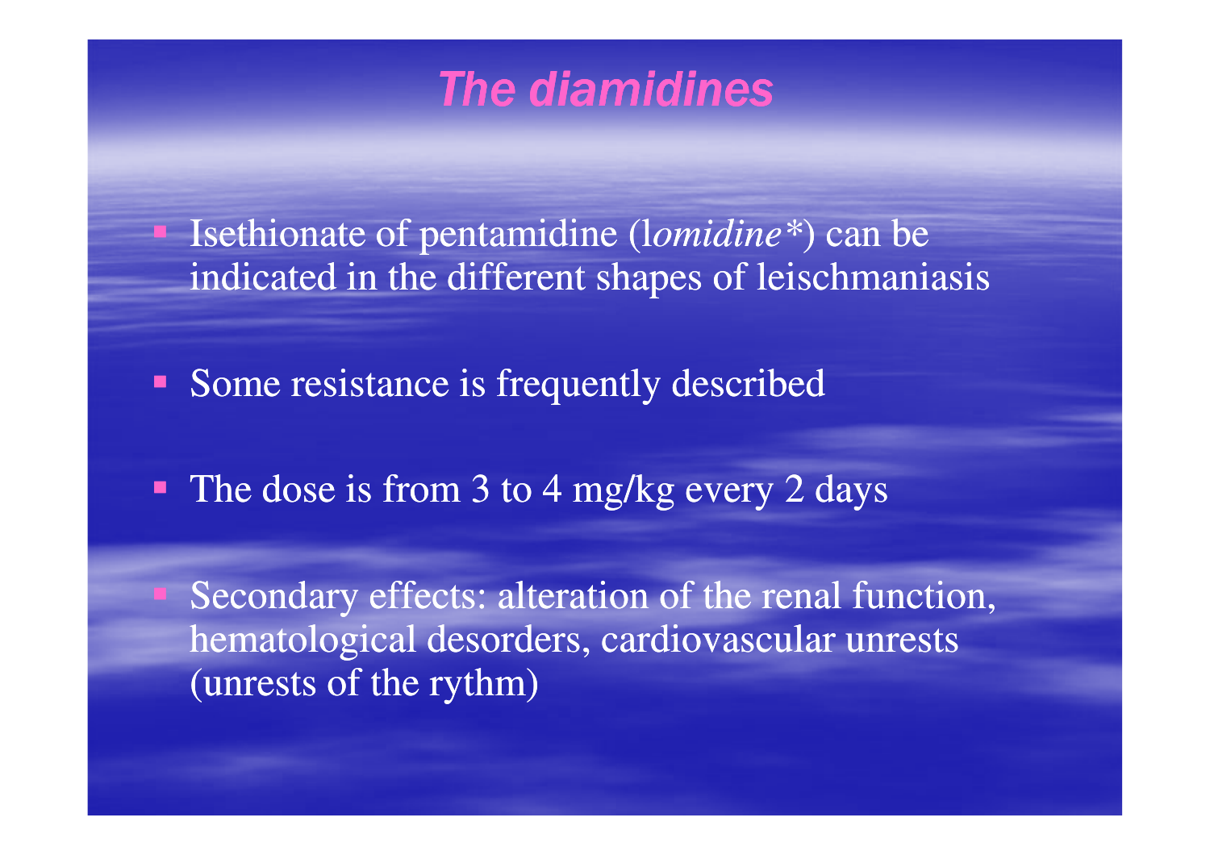# The diamidines

- Isethionate of pentamidine (l*omidine\**) can be indicated in the different shapes of leischmaniasis
- Some resistance is frequently described
- The dose is from 3 to 4 mg/kg every 2 days
- Secondary effects: alteration of the renal function, hematological desorders, cardiovascular unrests (unrests of the rythm)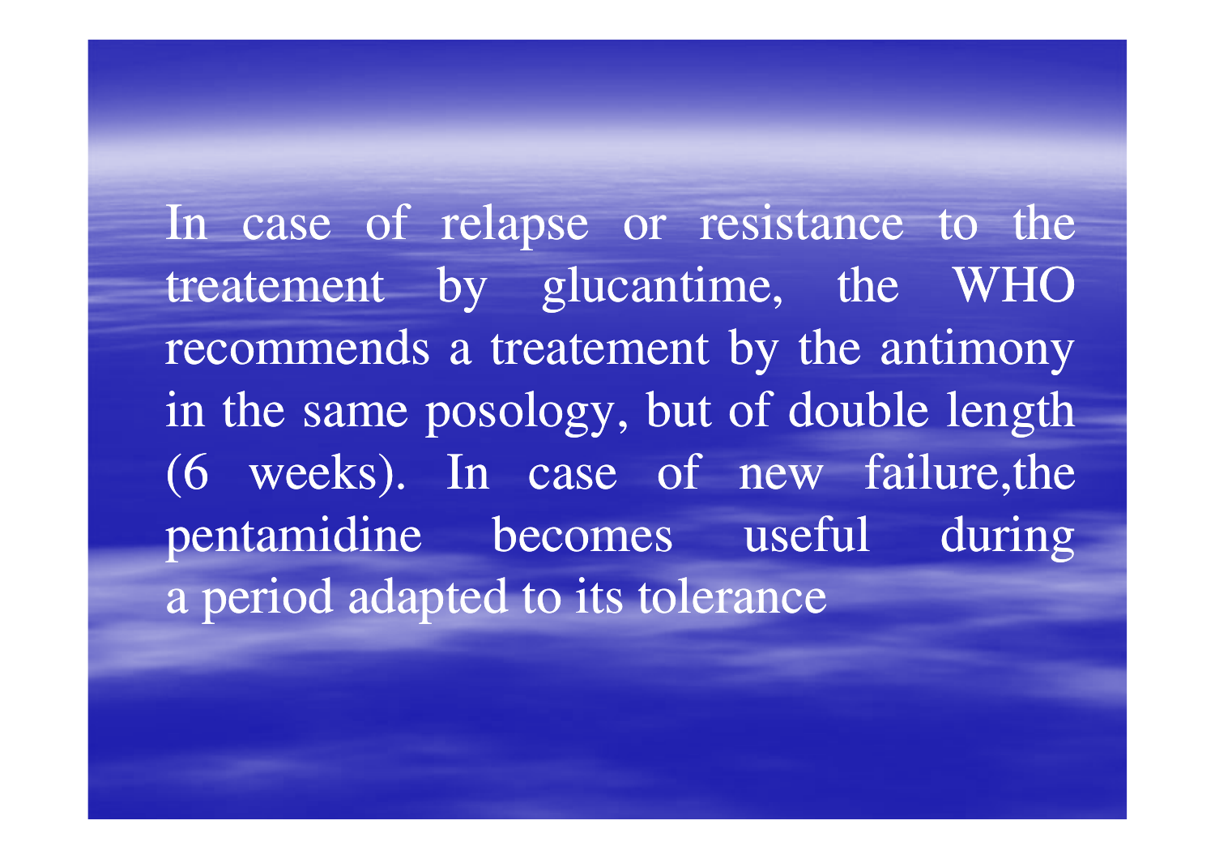In case of relapse or resistance to the treatement by glucantime, the WHO recommends a treatement by the antimony in the same posology, but of double length (6 weeks). In case of new failure,the pentamidine becomes useful during a period adapted to its tolerance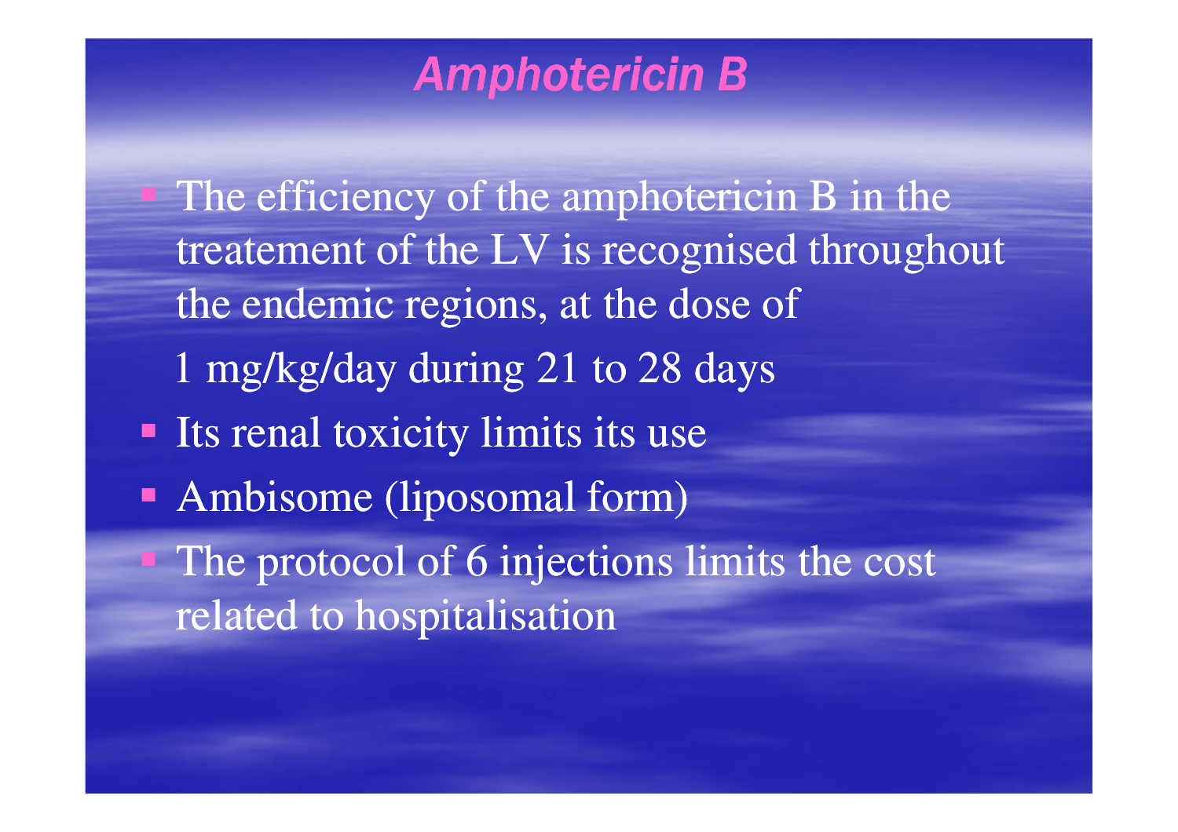# *Amphotericin B*

- The efficiency of the amphotericin B in the treatement of the LV is recognised throughout the endemic regions, at the dose of

  1 mg/kg/day during 21 to 28 days
- Its renal toxicity limits its use
- Ambisome (liposomal form)
- The protocol of 6 injections limits the cost related to hospitalisation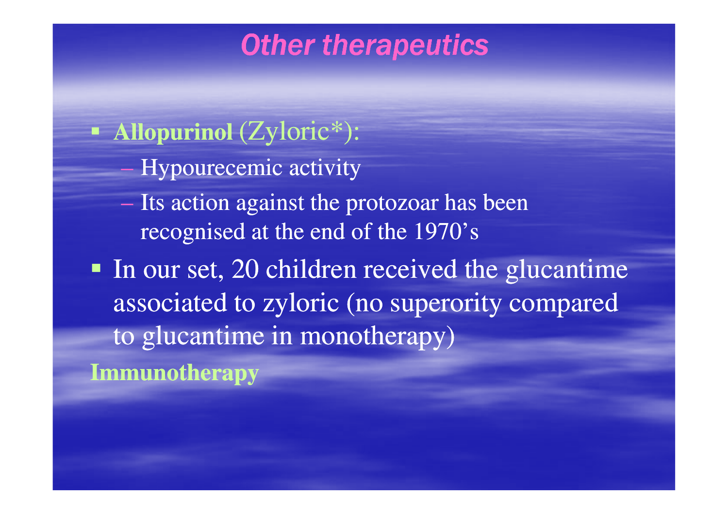# Other therapeutics

- **Allopurinol** (Zyloric*):
  - Hypourecemic activity
  - Its action against the protozoar has been recognised at the end of the 1970's
- In our set, 20 children received the glucantime associated to zyloric (no superority compared to glucantime in monotherapy)

**Immunotherapy**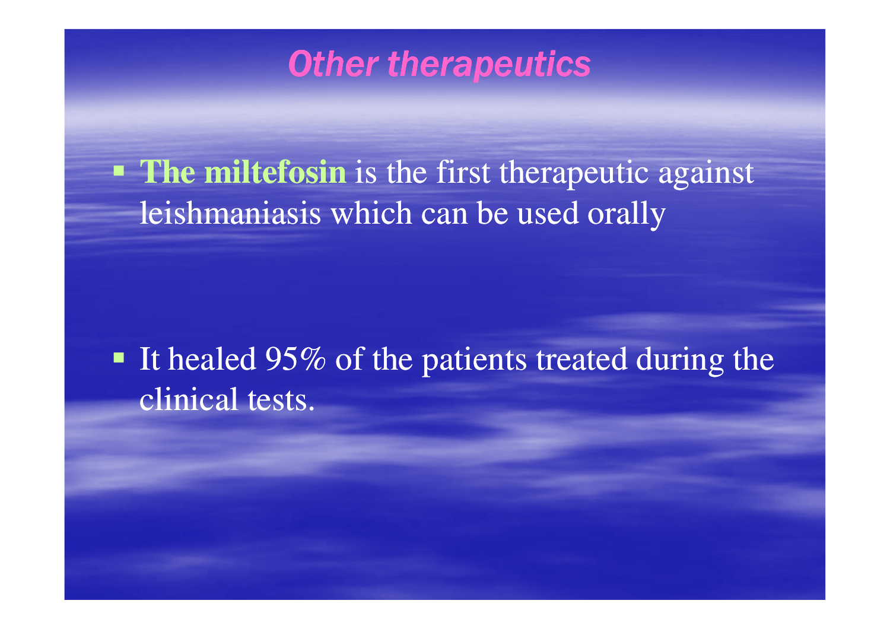## *Other therapeutics*

- **The miltefosin** is the first therapeutic against leishmaniasis which can be used orally

- It healed 95% of the patients treated during the clinical tests.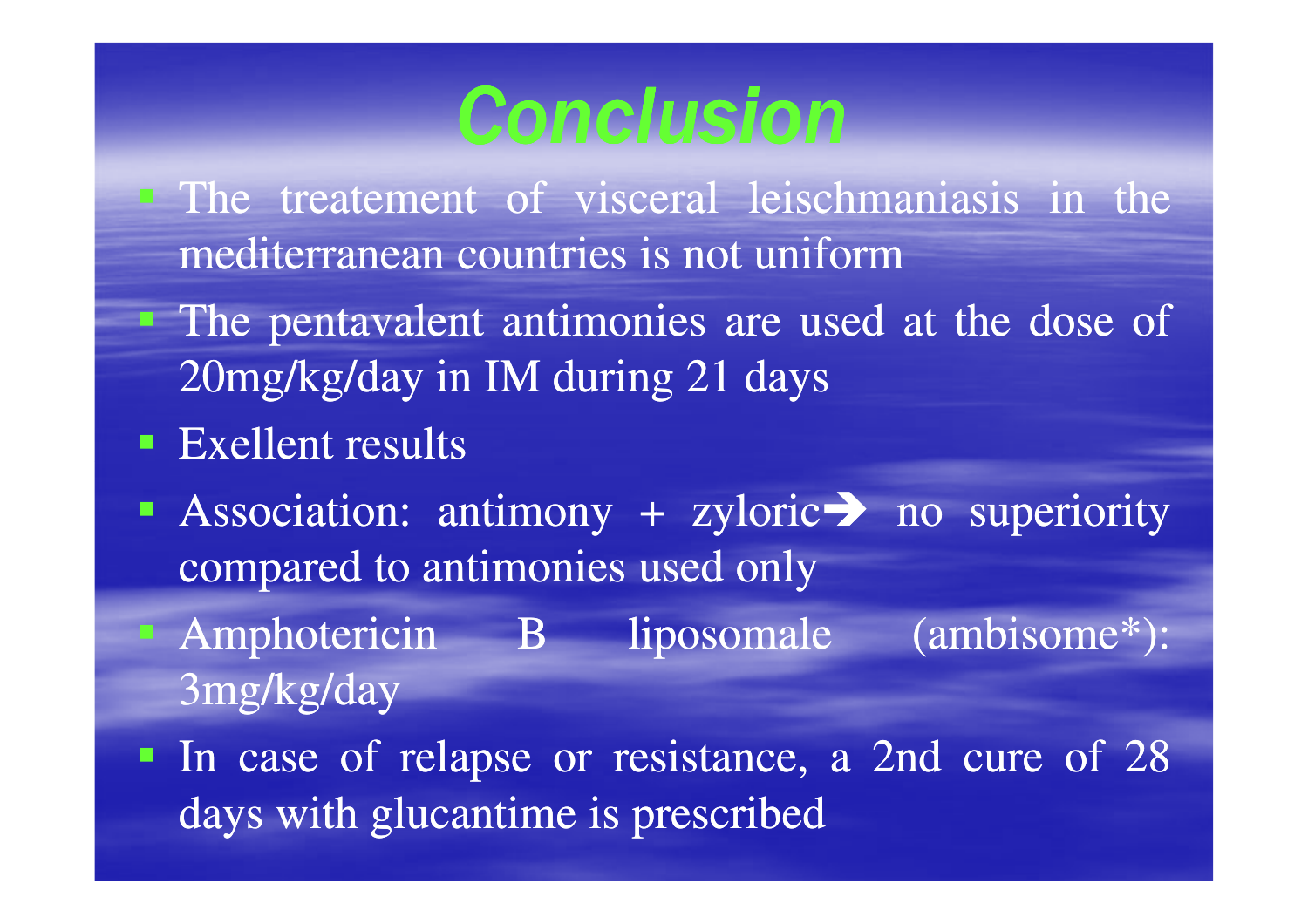# Conclusion

- The treatement of visceral leischmaniasis in the mediterranean countries is not uniform
- The pentavalent antimonies are used at the dose of 20mg/kg/day in IM during 21 days
- Exellent results
- Association: antimony + zyloric→ no superiority compared to antimonies used only
- Amphotericin B liposomale (ambisome*): 3mg/kg/day
- In case of relapse or resistance, a 2nd cure of 28 days with glucantime is prescribed